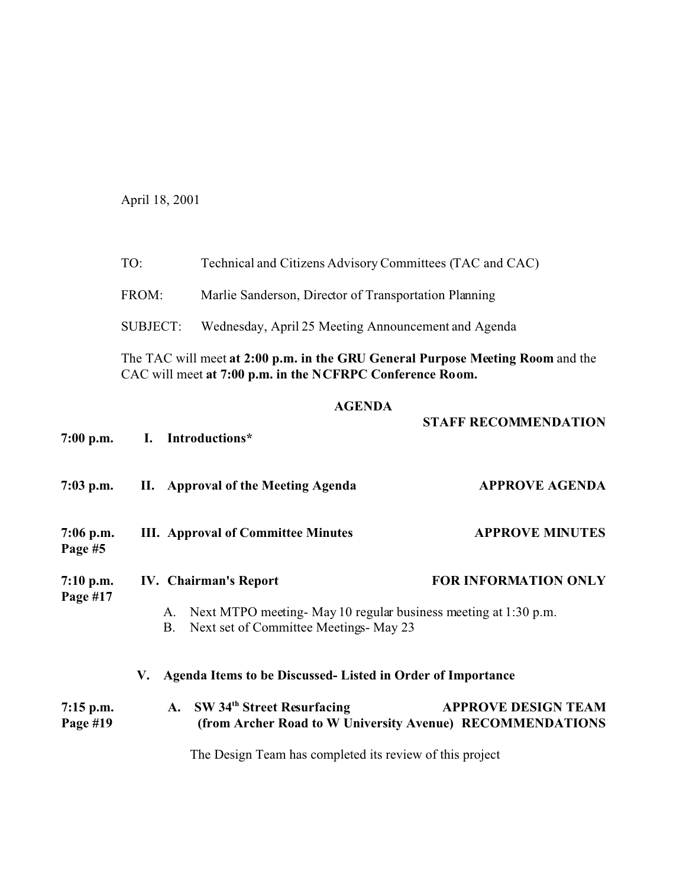April 18, 2001

TO: Technical and Citizens Advisory Committees (TAC and CAC)

FROM: Marlie Sanderson, Director of Transportation Planning

SUBJECT: Wednesday, April 25 Meeting Announcement and Agenda

The TAC will meet **at 2:00 p.m. in the GRU General Purpose Meeting Room** and the CAC will meet **at 7:00 p.m. in the NCFRPC Conference Room.**

## AGENDA

| | | **STAFF RECOMMENDATION** |
|---|---|---|
| **7:00 p.m.** | **I. Introductions*** | |
| **7:03 p.m.** | **II. Approval of the Meeting Agenda** | **APPROVE AGENDA** |
| **7:06 p.m.** <br> **Page #5** | **III. Approval of Committee Minutes** | **APPROVE MINUTES** |
| **7:10 p.m.** <br> **Page #17** | **IV. Chairman's Report** | **FOR INFORMATION ONLY** |

A. Next MTPO meeting- May 10 regular business meeting at 1:30 p.m.
B. Next set of Committee Meetings- May 23

**V. Agenda Items to be Discussed- Listed in Order of Importance**

| | | |
|---|---|---|
| **7:15 p.m.** <br> **Page #19** | **A. SW 34th Street Resurfacing (from Archer Road to W University Avenue)** | **APPROVE DESIGN TEAM RECOMMENDATIONS** |

The Design Team has completed its review of this project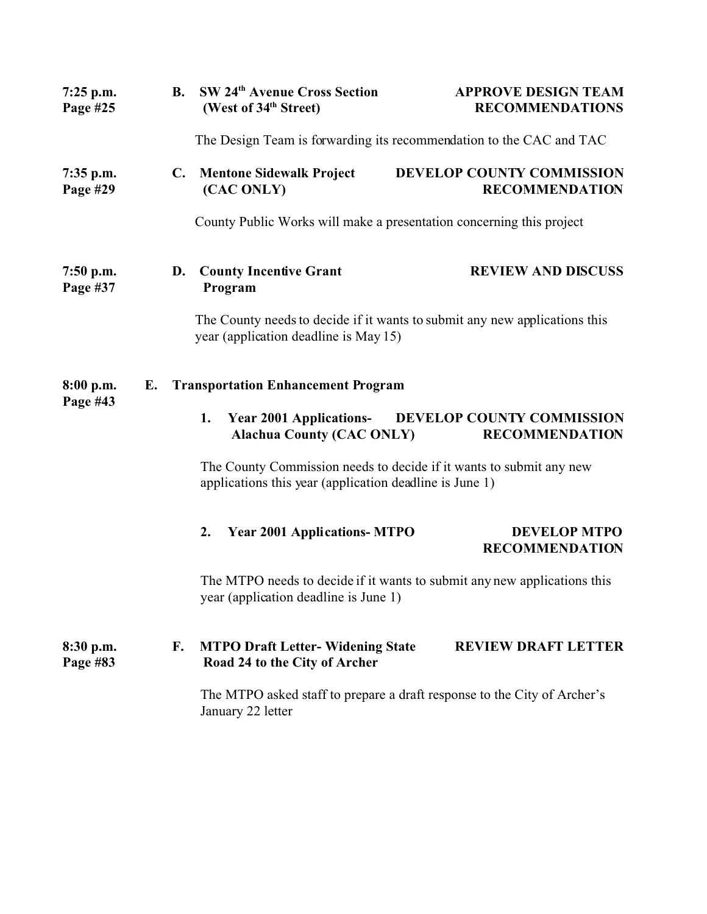**7:25 p.m.**
**Page #25**

**B. SW 24th Avenue Cross Section (West of 34th Street)** — **APPROVE DESIGN TEAM RECOMMENDATIONS**

The Design Team is forwarding its recommendation to the CAC and TAC

**7:35 p.m.**
**Page #29**

**C. Mentone Sidewalk Project (CAC ONLY)** — **DEVELOP COUNTY COMMISSION RECOMMENDATION**

County Public Works will make a presentation concerning this project

**7:50 p.m.**
**Page #37**

**D. County Incentive Grant Program** — **REVIEW AND DISCUSS**

The County needs to decide if it wants to submit any new applications this year (application deadline is May 15)

**8:00 p.m.**
**Page #43**

**E. Transportation Enhancement Program**

1. **Year 2001 Applications- Alachua County (CAC ONLY)** — **DEVELOP COUNTY COMMISSION RECOMMENDATION**

   The County Commission needs to decide if it wants to submit any new applications this year (application deadline is June 1)

2. **Year 2001 Applications- MTPO** — **DEVELOP MTPO RECOMMENDATION**

   The MTPO needs to decide if it wants to submit any new applications this year (application deadline is June 1)

**8:30 p.m.**
**Page #83**

**F. MTPO Draft Letter- Widening State Road 24 to the City of Archer** — **REVIEW DRAFT LETTER**

The MTPO asked staff to prepare a draft response to the City of Archer's January 22 letter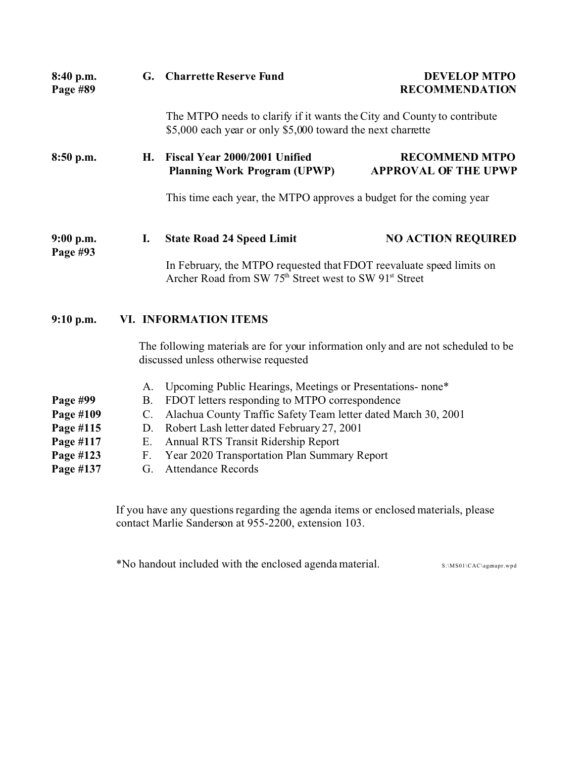**8:40 p.m.** **G. Charrette Reserve Fund** **DEVELOP MTPO RECOMMENDATION**
**Page #89**

The MTPO needs to clarify if it wants the City and County to contribute $5,000 each year or only $5,000 toward the next charrette

**8:50 p.m.** **H. Fiscal Year 2000/2001 Unified Planning Work Program (UPWP)** **RECOMMEND MTPO APPROVAL OF THE UPWP**

This time each year, the MTPO approves a budget for the coming year

**9:00 p.m.** **I. State Road 24 Speed Limit** **NO ACTION REQUIRED**
**Page #93**

In February, the MTPO requested that FDOT reevaluate speed limits on Archer Road from SW 75th Street west to SW 91st Street

**9:10 p.m.** **VI. INFORMATION ITEMS**

The following materials are for your information only and are not scheduled to be discussed unless otherwise requested

| | | |
|---|---|---|
| | A. | Upcoming Public Hearings, Meetings or Presentations- none* |
| **Page #99** | B. | FDOT letters responding to MTPO correspondence |
| **Page #109** | C. | Alachua County Traffic Safety Team letter dated March 30, 2001 |
| **Page #115** | D. | Robert Lash letter dated February 27, 2001 |
| **Page #117** | E. | Annual RTS Transit Ridership Report |
| **Page #123** | F. | Year 2020 Transportation Plan Summary Report |
| **Page #137** | G. | Attendance Records |

If you have any questions regarding the agenda items or enclosed materials, please contact Marlie Sanderson at 955-2200, extension 103.

*No handout included with the enclosed agenda material.

S:\MS01\CAC\agenapr.wpd